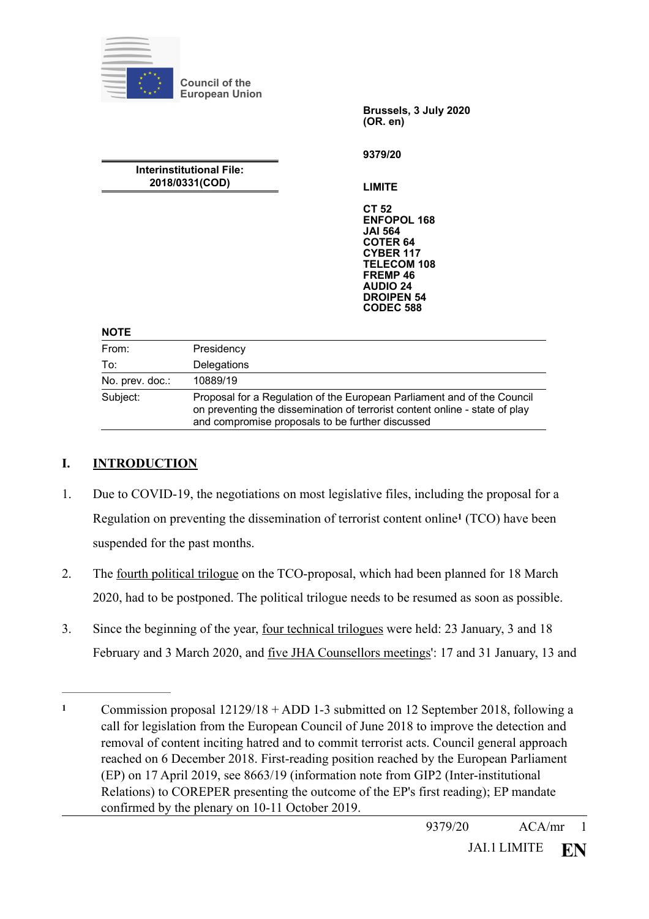Council of the European Union

Brussels, 3 July 2020
(OR. en)

9379/20

LIMITE

CT 52
ENFOPOL 168
JAI 564
COTER 64
CYBER 117
TELECOM 108
FREMP 46
AUDIO 24
DROIPEN 54
CODEC 588

**Interinstitutional File:**
**2018/0331(COD)**

**NOTE**

| | |
|---|---|
| From: | Presidency |
| To: | Delegations |
| No. prev. doc.: | 10889/19 |
| Subject: | Proposal for a Regulation of the European Parliament and of the Council on preventing the dissemination of terrorist content online - state of play and compromise proposals to be further discussed |

## I. INTRODUCTION

1. Due to COVID-19, the negotiations on most legislative files, including the proposal for a Regulation on preventing the dissemination of terrorist content online[1] (TCO) have been suspended for the past months.

2. The fourth political trilogue on the TCO-proposal, which had been planned for 18 March 2020, had to be postponed. The political trilogue needs to be resumed as soon as possible.

3. Since the beginning of the year, four technical trilogues were held: 23 January, 3 and 18 February and 3 March 2020, and five JHA Counsellors meetings': 17 and 31 January, 13 and

---

[1] Commission proposal 12129/18 + ADD 1-3 submitted on 12 September 2018, following a call for legislation from the European Council of June 2018 to improve the detection and removal of content inciting hatred and to commit terrorist acts. Council general approach reached on 6 December 2018. First-reading position reached by the European Parliament (EP) on 17 April 2019, see 8663/19 (information note from GIP2 (Inter-institutional Relations) to COREPER presenting the outcome of the EP's first reading); EP mandate confirmed by the plenary on 10-11 October 2019.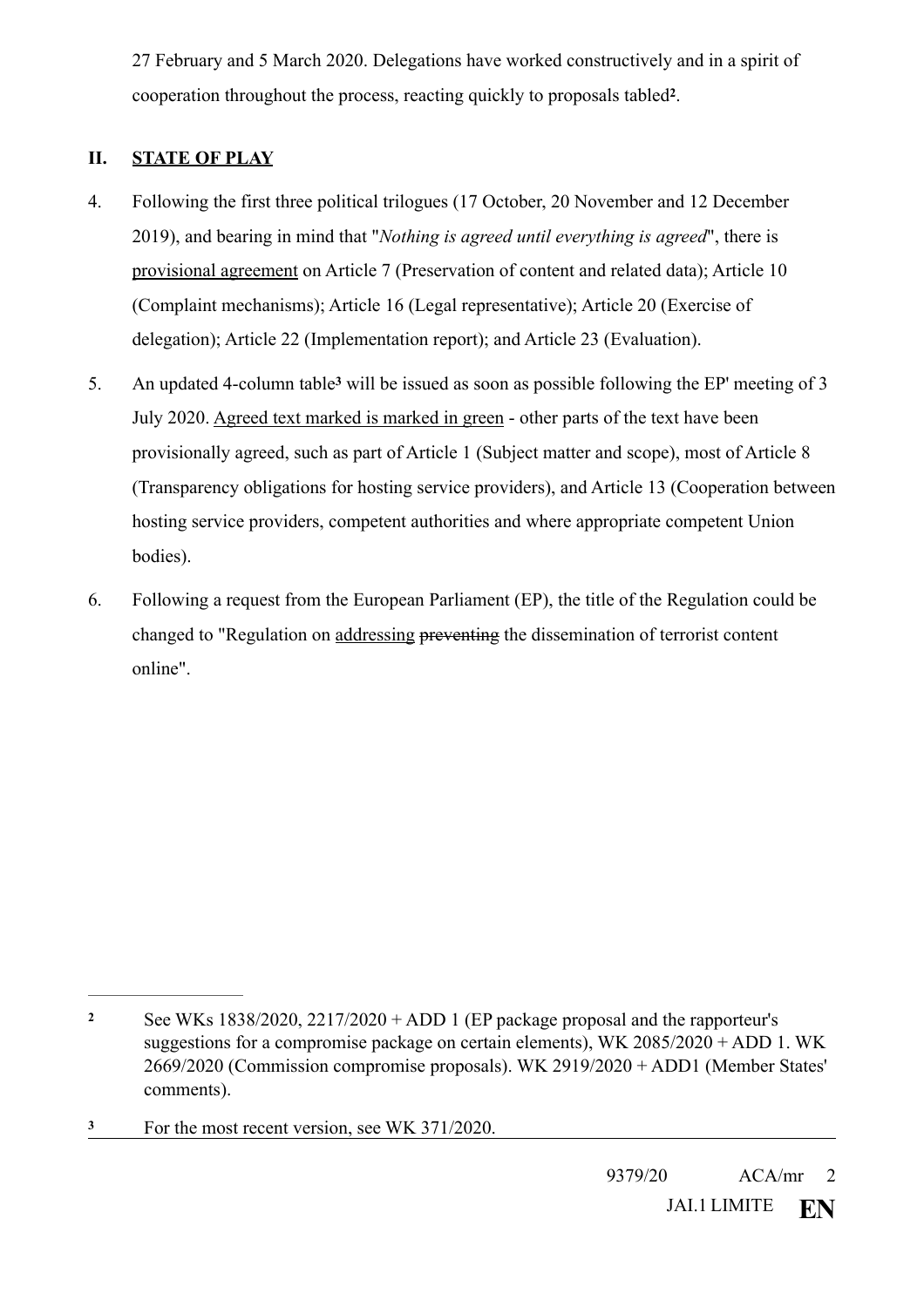27 February and 5 March 2020. Delegations have worked constructively and in a spirit of cooperation throughout the process, reacting quickly to proposals tabled[2].

## II. STATE OF PLAY

4. Following the first three political trilogues (17 October, 20 November and 12 December 2019), and bearing in mind that "*Nothing is agreed until everything is agreed*", there is provisional agreement on Article 7 (Preservation of content and related data); Article 10 (Complaint mechanisms); Article 16 (Legal representative); Article 20 (Exercise of delegation); Article 22 (Implementation report); and Article 23 (Evaluation).

5. An updated 4-column table[3] will be issued as soon as possible following the EP' meeting of 3 July 2020. Agreed text marked is marked in green - other parts of the text have been provisionally agreed, such as part of Article 1 (Subject matter and scope), most of Article 8 (Transparency obligations for hosting service providers), and Article 13 (Cooperation between hosting service providers, competent authorities and where appropriate competent Union bodies).

6. Following a request from the European Parliament (EP), the title of the Regulation could be changed to "Regulation on addressing ~~preventing~~ the dissemination of terrorist content online".

---

[2] See WKs 1838/2020, 2217/2020 + ADD 1 (EP package proposal and the rapporteur's suggestions for a compromise package on certain elements), WK 2085/2020 + ADD 1. WK 2669/2020 (Commission compromise proposals). WK 2919/2020 + ADD1 (Member States' comments).

[3] For the most recent version, see WK 371/2020.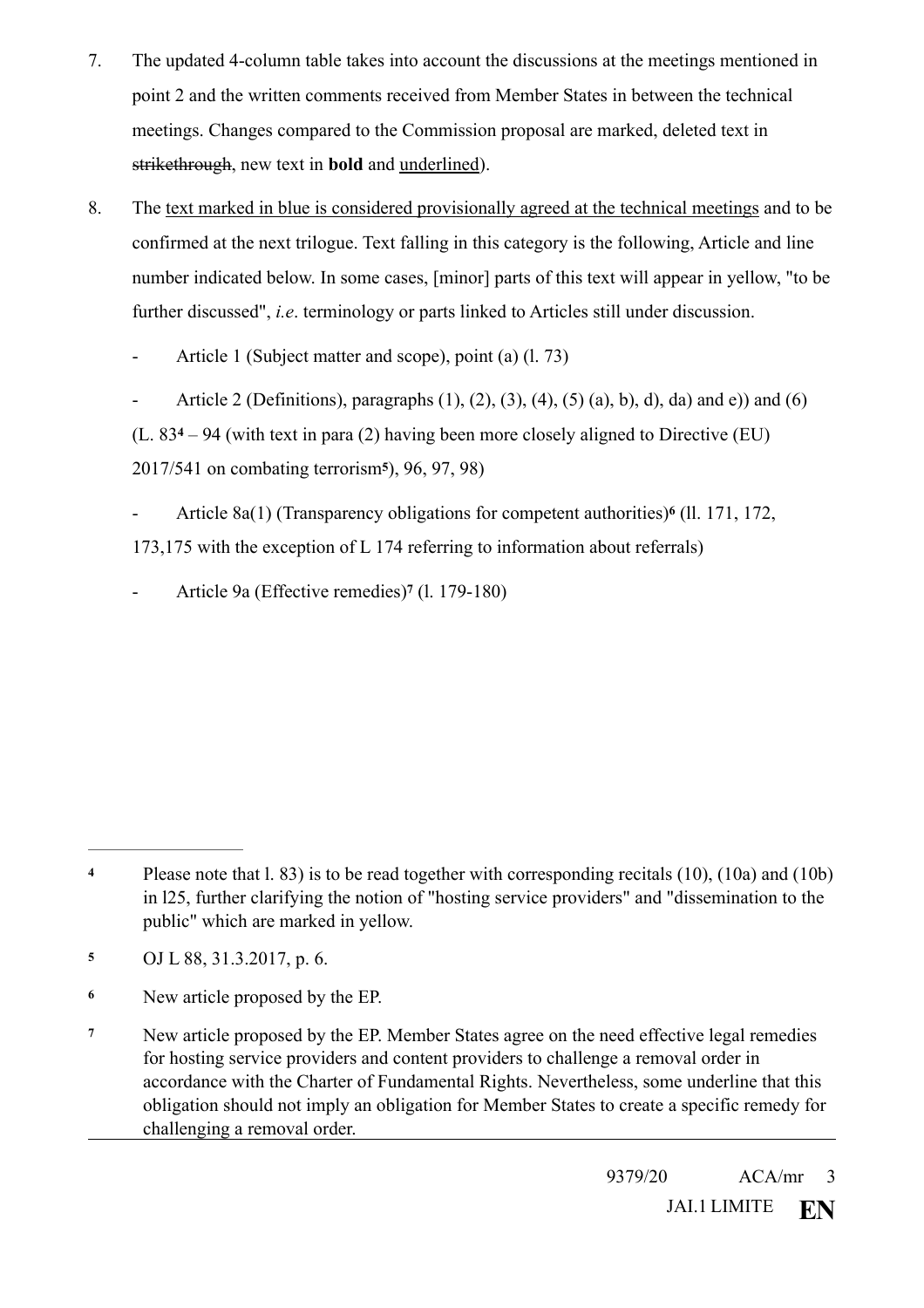7. The updated 4-column table takes into account the discussions at the meetings mentioned in point 2 and the written comments received from Member States in between the technical meetings. Changes compared to the Commission proposal are marked, deleted text in ~~strikethrough~~, new text in **bold** and <u>underlined</u>).

8. The <u>text marked in blue is considered provisionally agreed at the technical meetings</u> and to be confirmed at the next trilogue. Text falling in this category is the following, Article and line number indicated below. In some cases, [minor] parts of this text will appear in yellow, "to be further discussed", *i.e*. terminology or parts linked to Articles still under discussion.

   - Article 1 (Subject matter and scope), point (a) (l. 73)

   - Article 2 (Definitions), paragraphs (1), (2), (3), (4), (5) (a), b), d), da) and e)) and (6) (L. 83[4] – 94 (with text in para (2) having been more closely aligned to Directive (EU) 2017/541 on combating terrorism[5]), 96, 97, 98)

   - Article 8a(1) (Transparency obligations for competent authorities)[6] (ll. 171, 172, 173,175 with the exception of L 174 referring to information about referrals)

   - Article 9a (Effective remedies)[7] (l. 179-180)

---

[4] Please note that l. 83) is to be read together with corresponding recitals (10), (10a) and (10b) in l25, further clarifying the notion of "hosting service providers" and "dissemination to the public" which are marked in yellow.

[5] OJ L 88, 31.3.2017, p. 6.

[6] New article proposed by the EP.

[7] New article proposed by the EP. Member States agree on the need effective legal remedies for hosting service providers and content providers to challenge a removal order in accordance with the Charter of Fundamental Rights. Nevertheless, some underline that this obligation should not imply an obligation for Member States to create a specific remedy for challenging a removal order.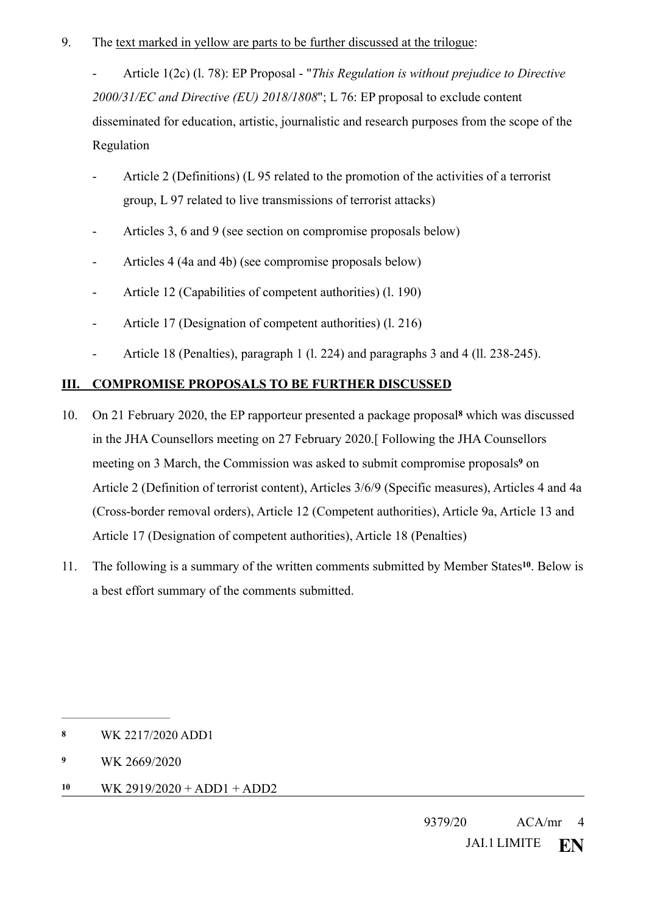9. The text marked in yellow are parts to be further discussed at the trilogue:

 - Article 1(2c) (l. 78): EP Proposal - "*This Regulation is without prejudice to Directive 2000/31/EC and Directive (EU) 2018/1808*"; L 76: EP proposal to exclude content disseminated for education, artistic, journalistic and research purposes from the scope of the Regulation
 - Article 2 (Definitions) (L 95 related to the promotion of the activities of a terrorist group, L 97 related to live transmissions of terrorist attacks)
 - Articles 3, 6 and 9 (see section on compromise proposals below)
 - Articles 4 (4a and 4b) (see compromise proposals below)
 - Article 12 (Capabilities of competent authorities) (l. 190)
 - Article 17 (Designation of competent authorities) (l. 216)
 - Article 18 (Penalties), paragraph 1 (l. 224) and paragraphs 3 and 4 (ll. 238-245).

## III. COMPROMISE PROPOSALS TO BE FURTHER DISCUSSED

10. On 21 February 2020, the EP rapporteur presented a package proposal[8] which was discussed in the JHA Counsellors meeting on 27 February 2020.[ Following the JHA Counsellors meeting on 3 March, the Commission was asked to submit compromise proposals[9] on Article 2 (Definition of terrorist content), Articles 3/6/9 (Specific measures), Articles 4 and 4a (Cross-border removal orders), Article 12 (Competent authorities), Article 9a, Article 13 and Article 17 (Designation of competent authorities), Article 18 (Penalties)

11. The following is a summary of the written comments submitted by Member States[10]. Below is a best effort summary of the comments submitted.

---

[8] WK 2217/2020 ADD1

[9] WK 2669/2020

[10] WK 2919/2020 + ADD1 + ADD2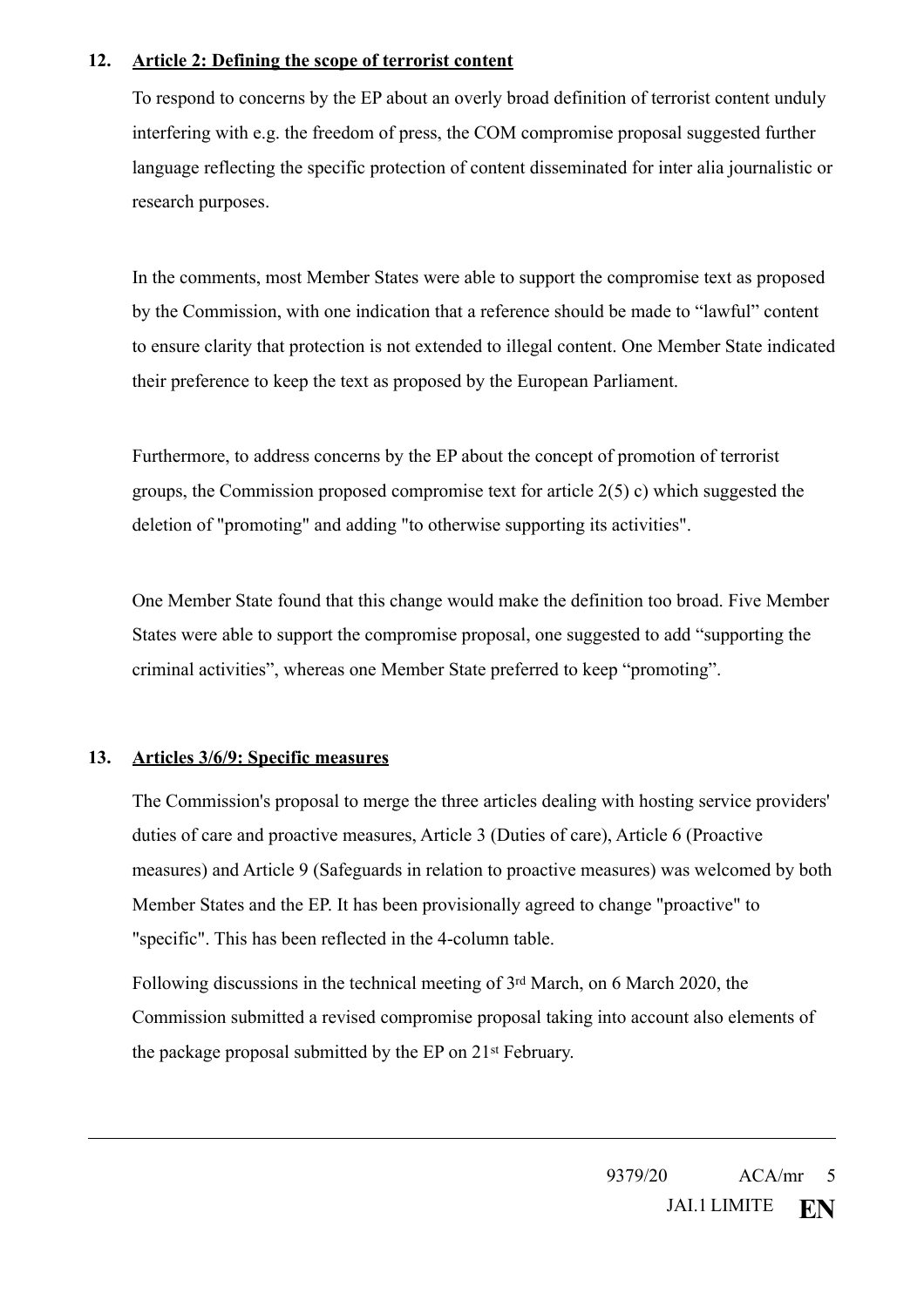12. **Article 2: Defining the scope of terrorist content**

To respond to concerns by the EP about an overly broad definition of terrorist content unduly interfering with e.g. the freedom of press, the COM compromise proposal suggested further language reflecting the specific protection of content disseminated for inter alia journalistic or research purposes.

In the comments, most Member States were able to support the compromise text as proposed by the Commission, with one indication that a reference should be made to "lawful" content to ensure clarity that protection is not extended to illegal content. One Member State indicated their preference to keep the text as proposed by the European Parliament.

Furthermore, to address concerns by the EP about the concept of promotion of terrorist groups, the Commission proposed compromise text for article 2(5) c) which suggested the deletion of "promoting" and adding "to otherwise supporting its activities".

One Member State found that this change would make the definition too broad. Five Member States were able to support the compromise proposal, one suggested to add "supporting the criminal activities", whereas one Member State preferred to keep "promoting".

13. **Articles 3/6/9: Specific measures**

The Commission's proposal to merge the three articles dealing with hosting service providers' duties of care and proactive measures, Article 3 (Duties of care), Article 6 (Proactive measures) and Article 9 (Safeguards in relation to proactive measures) was welcomed by both Member States and the EP. It has been provisionally agreed to change "proactive" to "specific". This has been reflected in the 4-column table.

Following discussions in the technical meeting of 3rd March, on 6 March 2020, the Commission submitted a revised compromise proposal taking into account also elements of the package proposal submitted by the EP on 21st February.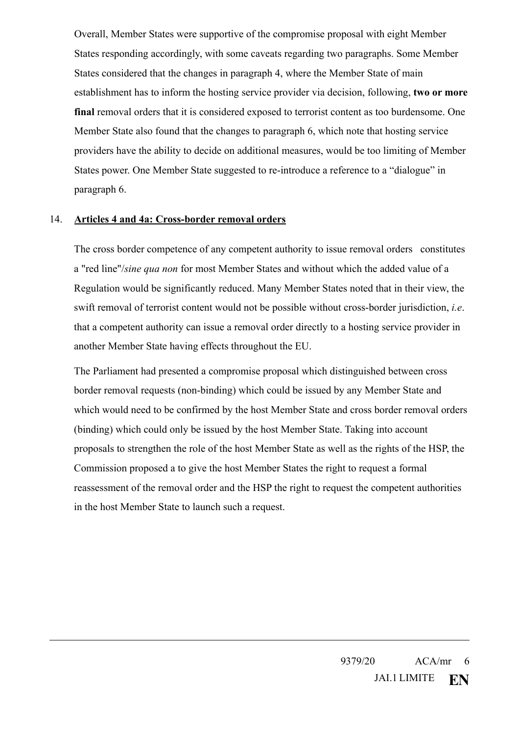Overall, Member States were supportive of the compromise proposal with eight Member States responding accordingly, with some caveats regarding two paragraphs. Some Member States considered that the changes in paragraph 4, where the Member State of main establishment has to inform the hosting service provider via decision, following, **two or more final** removal orders that it is considered exposed to terrorist content as too burdensome. One Member State also found that the changes to paragraph 6, which note that hosting service providers have the ability to decide on additional measures, would be too limiting of Member States power. One Member State suggested to re-introduce a reference to a "dialogue" in paragraph 6.

14. **Articles 4 and 4a: Cross-border removal orders**

The cross border competence of any competent authority to issue removal orders constitutes a "red line"/*sine qua non* for most Member States and without which the added value of a Regulation would be significantly reduced. Many Member States noted that in their view, the swift removal of terrorist content would not be possible without cross-border jurisdiction, *i.e*. that a competent authority can issue a removal order directly to a hosting service provider in another Member State having effects throughout the EU.

The Parliament had presented a compromise proposal which distinguished between cross border removal requests (non-binding) which could be issued by any Member State and which would need to be confirmed by the host Member State and cross border removal orders (binding) which could only be issued by the host Member State. Taking into account proposals to strengthen the role of the host Member State as well as the rights of the HSP, the Commission proposed a to give the host Member States the right to request a formal reassessment of the removal order and the HSP the right to request the competent authorities in the host Member State to launch such a request.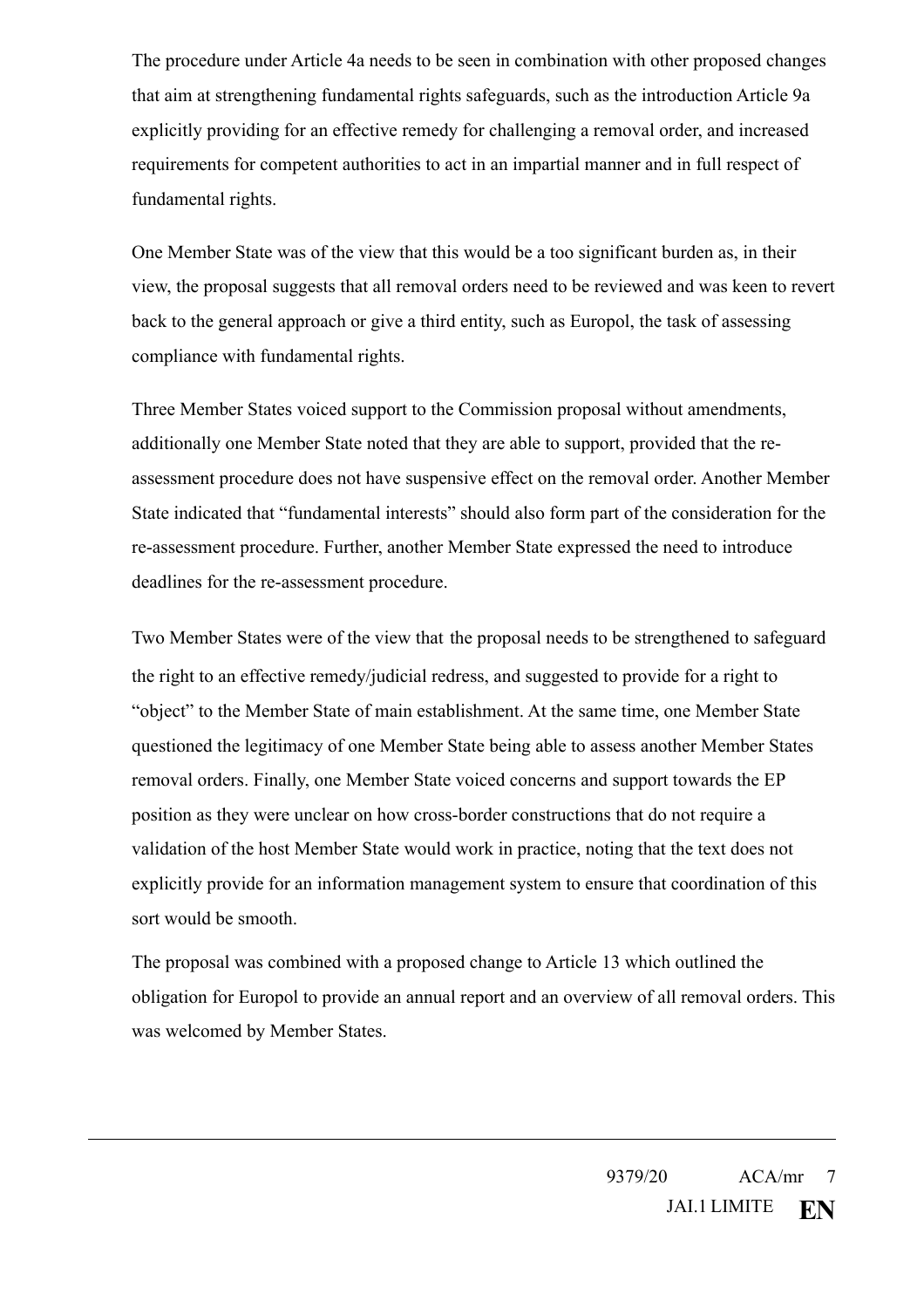The procedure under Article 4a needs to be seen in combination with other proposed changes that aim at strengthening fundamental rights safeguards, such as the introduction Article 9a explicitly providing for an effective remedy for challenging a removal order, and increased requirements for competent authorities to act in an impartial manner and in full respect of fundamental rights.

One Member State was of the view that this would be a too significant burden as, in their view, the proposal suggests that all removal orders need to be reviewed and was keen to revert back to the general approach or give a third entity, such as Europol, the task of assessing compliance with fundamental rights.

Three Member States voiced support to the Commission proposal without amendments, additionally one Member State noted that they are able to support, provided that the re-assessment procedure does not have suspensive effect on the removal order. Another Member State indicated that "fundamental interests" should also form part of the consideration for the re-assessment procedure. Further, another Member State expressed the need to introduce deadlines for the re-assessment procedure.

Two Member States were of the view that the proposal needs to be strengthened to safeguard the right to an effective remedy/judicial redress, and suggested to provide for a right to "object" to the Member State of main establishment. At the same time, one Member State questioned the legitimacy of one Member State being able to assess another Member States removal orders. Finally, one Member State voiced concerns and support towards the EP position as they were unclear on how cross-border constructions that do not require a validation of the host Member State would work in practice, noting that the text does not explicitly provide for an information management system to ensure that coordination of this sort would be smooth.

The proposal was combined with a proposed change to Article 13 which outlined the obligation for Europol to provide an annual report and an overview of all removal orders. This was welcomed by Member States.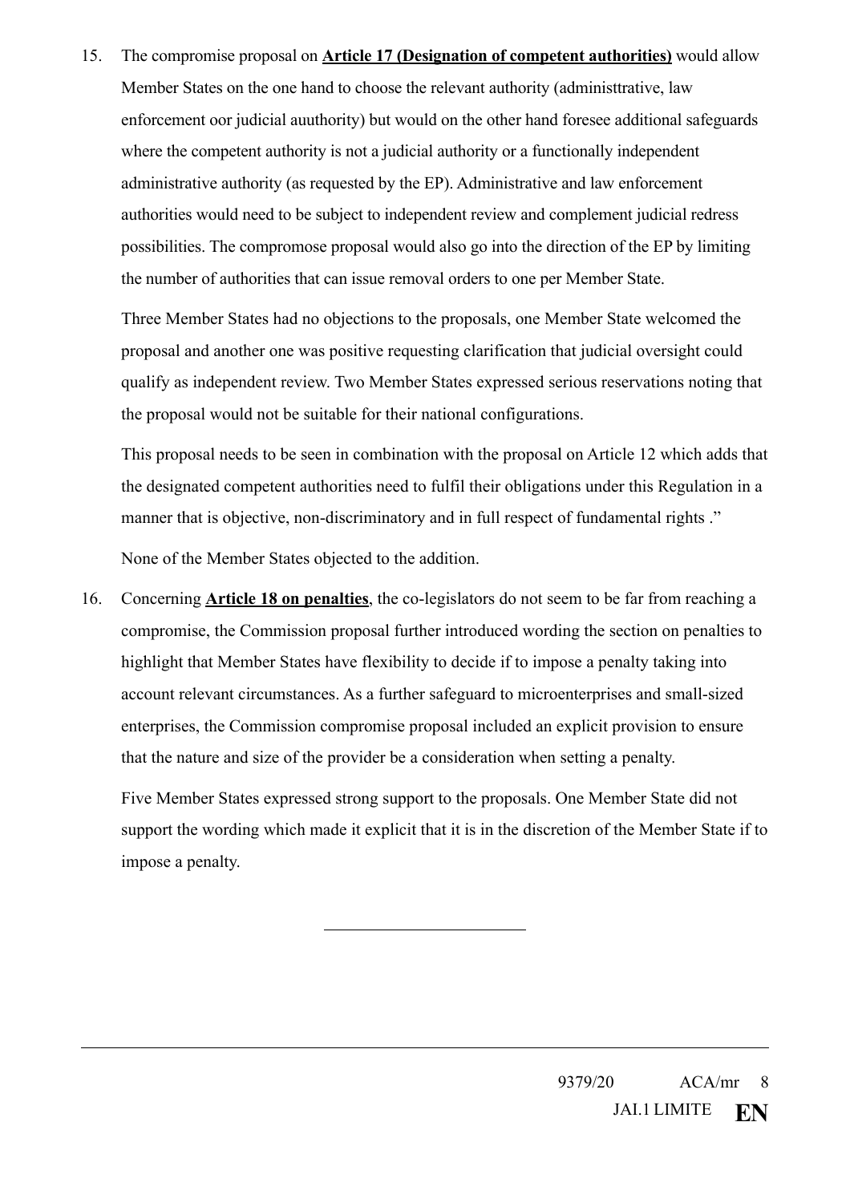15. The compromise proposal on **Article 17 (Designation of competent authorities)** would allow Member States on the one hand to choose the relevant authority (administtrative, law enforcement oor judicial auuthority) but would on the other hand foresee additional safeguards where the competent authority is not a judicial authority or a functionally independent administrative authority (as requested by the EP). Administrative and law enforcement authorities would need to be subject to independent review and complement judicial redress possibilities. The compromose proposal would also go into the direction of the EP by limiting the number of authorities that can issue removal orders to one per Member State.

    Three Member States had no objections to the proposals, one Member State welcomed the proposal and another one was positive requesting clarification that judicial oversight could qualify as independent review. Two Member States expressed serious reservations noting that the proposal would not be suitable for their national configurations.

    This proposal needs to be seen in combination with the proposal on Article 12 which adds that the designated competent authorities need to fulfil their obligations under this Regulation in a manner that is objective, non-discriminatory and in full respect of fundamental rights ."

    None of the Member States objected to the addition.

16. Concerning **Article 18 on penalties**, the co-legislators do not seem to be far from reaching a compromise, the Commission proposal further introduced wording the section on penalties to highlight that Member States have flexibility to decide if to impose a penalty taking into account relevant circumstances. As a further safeguard to microenterprises and small-sized enterprises, the Commission compromise proposal included an explicit provision to ensure that the nature and size of the provider be a consideration when setting a penalty.

    Five Member States expressed strong support to the proposals. One Member State did not support the wording which made it explicit that it is in the discretion of the Member State if to impose a penalty.